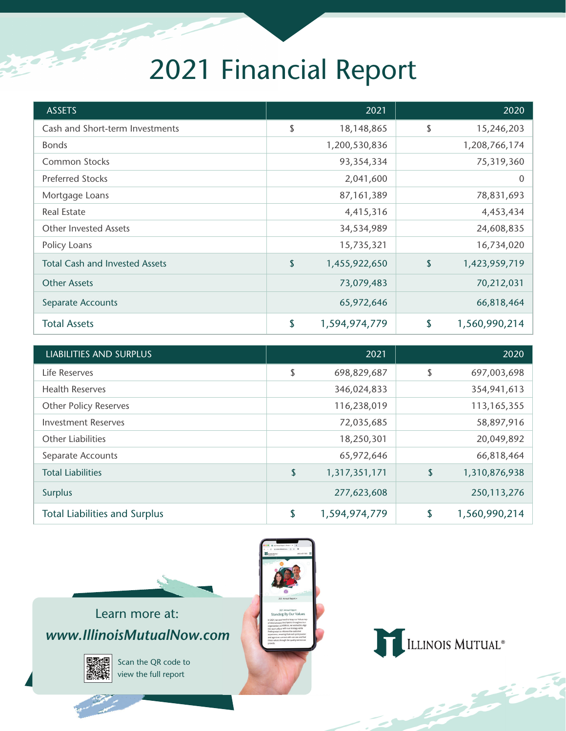# 2021 Financial Report

| ASSETS | 2021 | 2020 |
|---|---|---|
| Cash and Short-term Investments | $ 18,148,865 | $ 15,246,203 |
| Bonds | 1,200,530,836 | 1,208,766,174 |
| Common Stocks | 93,354,334 | 75,319,360 |
| Preferred Stocks | 2,041,600 | 0 |
| Mortgage Loans | 87,161,389 | 78,831,693 |
| Real Estate | 4,415,316 | 4,453,434 |
| Other Invested Assets | 34,534,989 | 24,608,835 |
| Policy Loans | 15,735,321 | 16,734,020 |
| Total Cash and Invested Assets | $ 1,455,922,650 | $ 1,423,959,719 |
| Other Assets | 73,079,483 | 70,212,031 |
| Separate Accounts | 65,972,646 | 66,818,464 |
| Total Assets | $ 1,594,974,779 | $ 1,560,990,214 |

| LIABILITIES AND SURPLUS | 2021 | 2020 |
|---|---|---|
| Life Reserves | $ 698,829,687 | $ 697,003,698 |
| Health Reserves | 346,024,833 | 354,941,613 |
| Other Policy Reserves | 116,238,019 | 113,165,355 |
| Investment Reserves | 72,035,685 | 58,897,916 |
| Other Liabilities | 18,250,301 | 20,049,892 |
| Separate Accounts | 65,972,646 | 66,818,464 |
| Total Liabilities | $ 1,317,351,171 | $ 1,310,876,938 |
| Surplus | 277,623,608 | 250,113,276 |
| Total Liabilities and Surplus | $ 1,594,974,779 | $ 1,560,990,214 |

Learn more at:

***www.IllinoisMutualNow.com***

Scan the QR code to view the full report

ILLINOIS MUTUAL®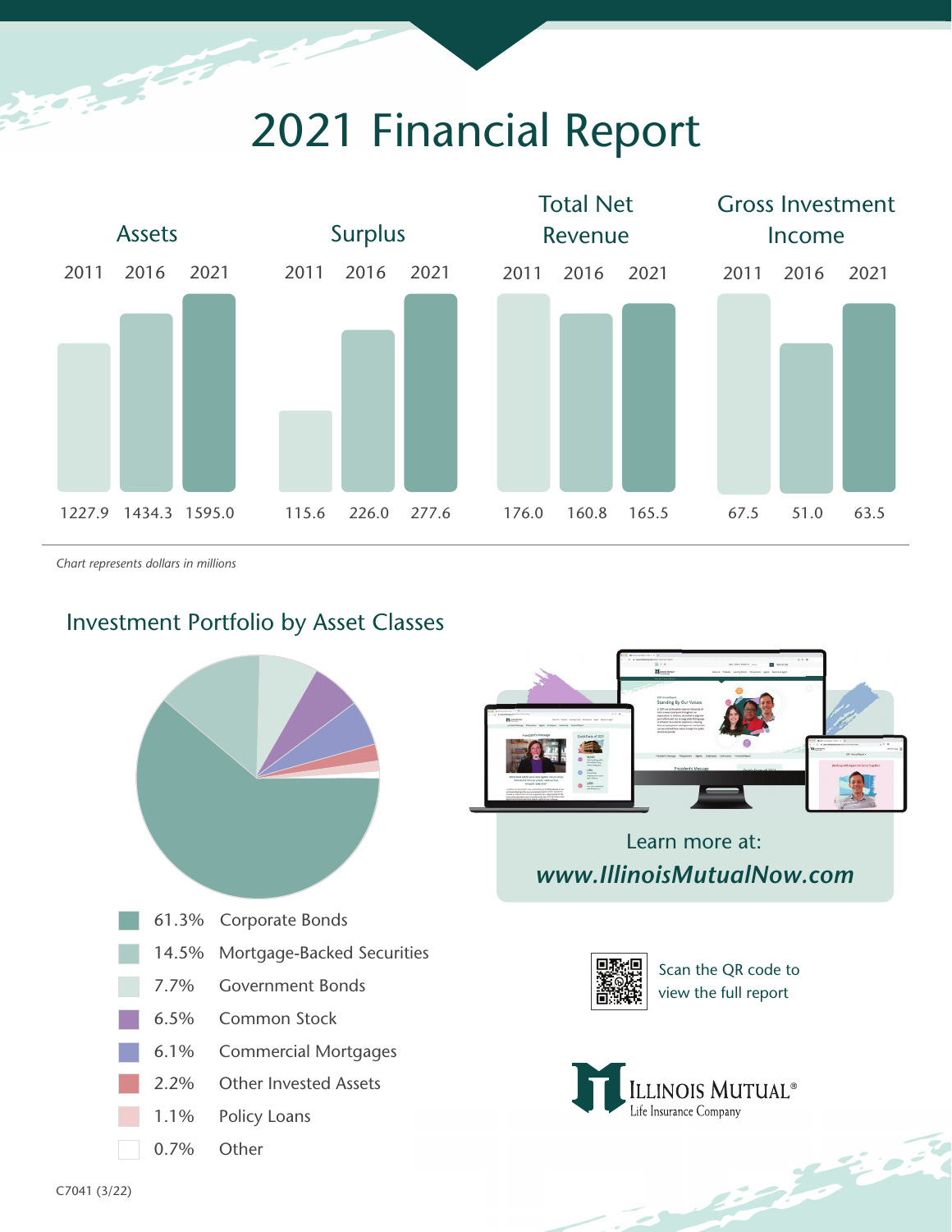# 2021 Financial Report

## Assets

2011 2016 2021

1227.9 1434.3 1595.0

## Surplus

2011 2016 2021

115.6 226.0 277.6

## Total Net Revenue

2011 2016 2021

176.0 160.8 165.5

## Gross Investment Income

2011 2016 2021

67.5 51.0 63.5

*Chart represents dollars in millions*

## Investment Portfolio by Asset Classes

- 61.3% Corporate Bonds
- 14.5% Mortgage-Backed Securities
- 7.7% Government Bonds
- 6.5% Common Stock
- 6.1% Commercial Mortgages
- 2.2% Other Invested Assets
- 1.1% Policy Loans
- 0.7% Other

Learn more at:

***www.IllinoisMutualNow.com***

Scan the QR code to view the full report

Illinois Mutual® Life Insurance Company

C7041 (3/22)